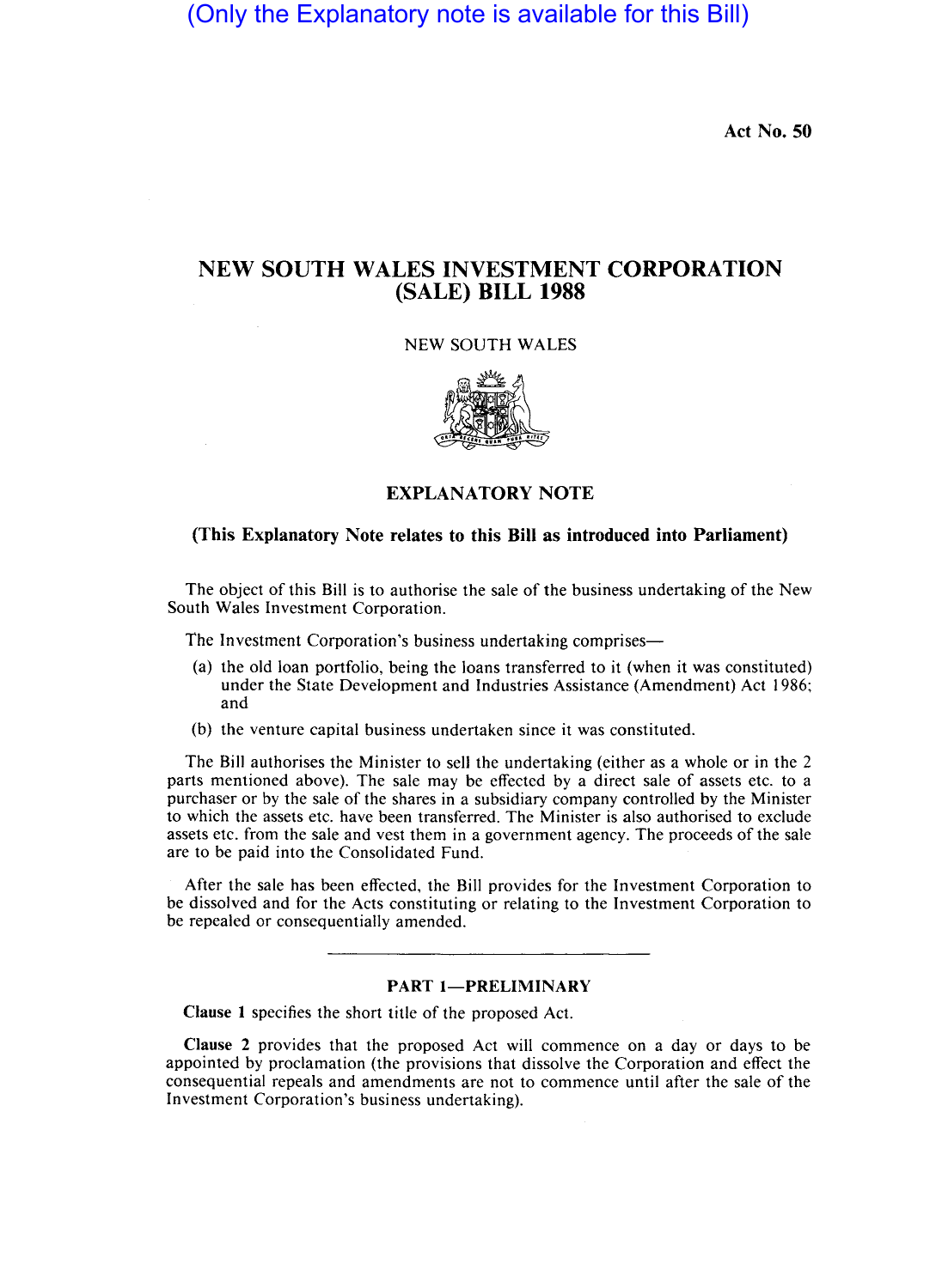(Only the Explanatory note is available for this Bill)

Act No. 50

# NEW SOUTH WALES INVESTMENT CORPORATION (SALE) BILL 1988

NEW SOUTH WALES

## EXPLANATORY NOTE

**(This Explanatory Note relates to this Bill as introduced into Parliament)**

The object of this Bill is to authorise the sale of the business undertaking of the New South Wales Investment Corporation.

The Investment Corporation's business undertaking comprises—

(a) the old loan portfolio, being the loans transferred to it (when it was constituted) under the State Development and Industries Assistance (Amendment) Act 1986; and

(b) the venture capital business undertaken since it was constituted.

The Bill authorises the Minister to sell the undertaking (either as a whole or in the 2 parts mentioned above). The sale may be effected by a direct sale of assets etc. to a purchaser or by the sale of the shares in a subsidiary company controlled by the Minister to which the assets etc. have been transferred. The Minister is also authorised to exclude assets etc. from the sale and vest them in a government agency. The proceeds of the sale are to be paid into the Consolidated Fund.

After the sale has been effected, the Bill provides for the Investment Corporation to be dissolved and for the Acts constituting or relating to the Investment Corporation to be repealed or consequentially amended.

### PART 1—PRELIMINARY

**Clause 1** specifies the short title of the proposed Act.

**Clause 2** provides that the proposed Act will commence on a day or days to be appointed by proclamation (the provisions that dissolve the Corporation and effect the consequential repeals and amendments are not to commence until after the sale of the Investment Corporation's business undertaking).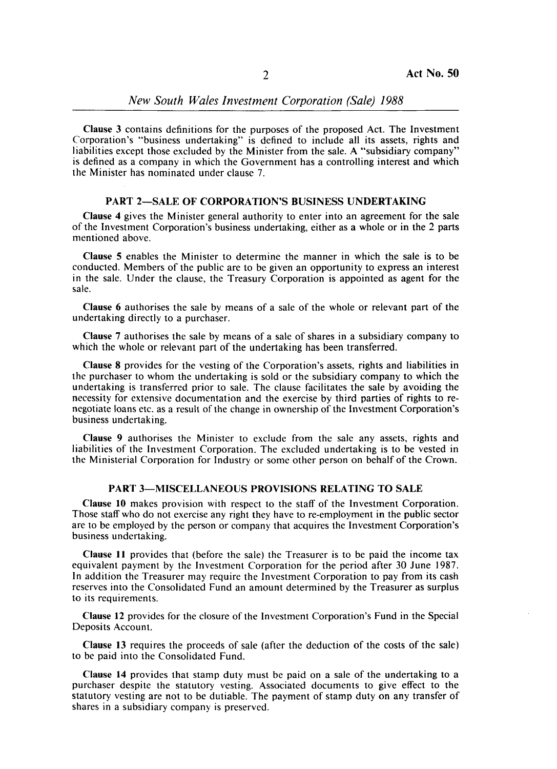**Clause 3** contains definitions for the purposes of the proposed Act. The Investment Corporation's "business undertaking" is defined to include all its assets, rights and liabilities except those excluded by the Minister from the sale. A "subsidiary company" is defined as a company in which the Government has a controlling interest and which the Minister has nominated under clause 7.

## PART 2—SALE OF CORPORATION'S BUSINESS UNDERTAKING

**Clause 4** gives the Minister general authority to enter into an agreement for the sale of the Investment Corporation's business undertaking, either as a whole or in the 2 parts mentioned above.

**Clause 5** enables the Minister to determine the manner in which the sale is to be conducted. Members of the public are to be given an opportunity to express an interest in the sale. Under the clause, the Treasury Corporation is appointed as agent for the sale.

**Clause 6** authorises the sale by means of a sale of the whole or relevant part of the undertaking directly to a purchaser.

**Clause 7** authorises the sale by means of a sale of shares in a subsidiary company to which the whole or relevant part of the undertaking has been transferred.

**Clause 8** provides for the vesting of the Corporation's assets, rights and liabilities in the purchaser to whom the undertaking is sold or the subsidiary company to which the undertaking is transferred prior to sale. The clause facilitates the sale by avoiding the necessity for extensive documentation and the exercise by third parties of rights to re-negotiate loans etc. as a result of the change in ownership of the Investment Corporation's business undertaking.

**Clause 9** authorises the Minister to exclude from the sale any assets, rights and liabilities of the Investment Corporation. The excluded undertaking is to be vested in the Ministerial Corporation for Industry or some other person on behalf of the Crown.

## PART 3—MISCELLANEOUS PROVISIONS RELATING TO SALE

**Clause 10** makes provision with respect to the staff of the Investment Corporation. Those staff who do not exercise any right they have to re-employment in the public sector are to be employed by the person or company that acquires the Investment Corporation's business undertaking.

**Clause 11** provides that (before the sale) the Treasurer is to be paid the income tax equivalent payment by the Investment Corporation for the period after 30 June 1987. In addition the Treasurer may require the Investment Corporation to pay from its cash reserves into the Consolidated Fund an amount determined by the Treasurer as surplus to its requirements.

**Clause 12** provides for the closure of the Investment Corporation's Fund in the Special Deposits Account.

**Clause 13** requires the proceeds of sale (after the deduction of the costs of the sale) to be paid into the Consolidated Fund.

**Clause 14** provides that stamp duty must be paid on a sale of the undertaking to a purchaser despite the statutory vesting. Associated documents to give effect to the statutory vesting are not to be dutiable. The payment of stamp duty on any transfer of shares in a subsidiary company is preserved.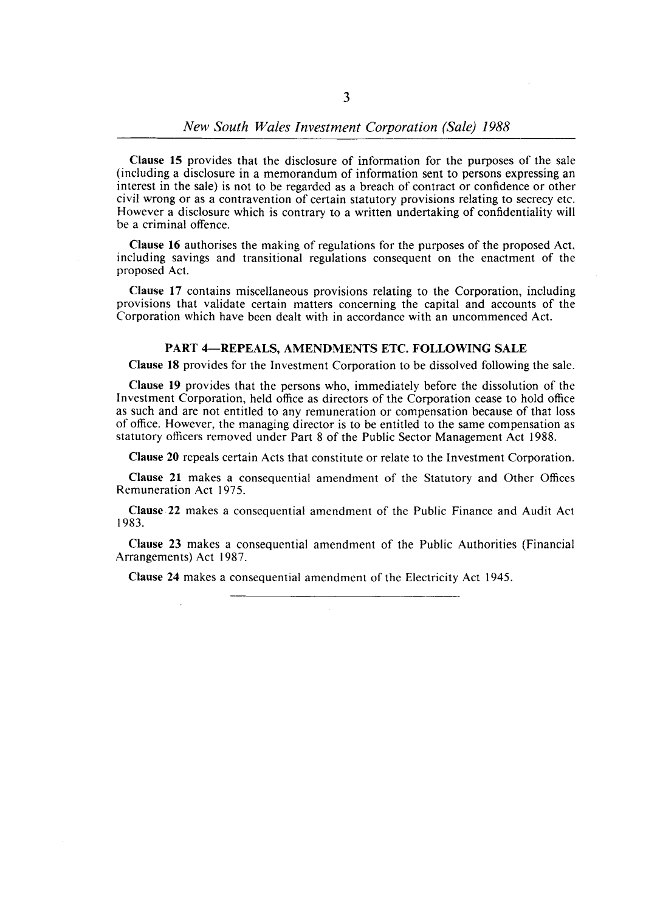**Clause 15** provides that the disclosure of information for the purposes of the sale (including a disclosure in a memorandum of information sent to persons expressing an interest in the sale) is not to be regarded as a breach of contract or confidence or other civil wrong or as a contravention of certain statutory provisions relating to secrecy etc. However a disclosure which is contrary to a written undertaking of confidentiality will be a criminal offence.

**Clause 16** authorises the making of regulations for the purposes of the proposed Act, including savings and transitional regulations consequent on the enactment of the proposed Act.

**Clause 17** contains miscellaneous provisions relating to the Corporation, including provisions that validate certain matters concerning the capital and accounts of the Corporation which have been dealt with in accordance with an uncommenced Act.

## PART 4—REPEALS, AMENDMENTS ETC. FOLLOWING SALE

**Clause 18** provides for the Investment Corporation to be dissolved following the sale.

**Clause 19** provides that the persons who, immediately before the dissolution of the Investment Corporation, held office as directors of the Corporation cease to hold office as such and are not entitled to any remuneration or compensation because of that loss of office. However, the managing director is to be entitled to the same compensation as statutory officers removed under Part 8 of the Public Sector Management Act 1988.

**Clause 20** repeals certain Acts that constitute or relate to the Investment Corporation.

**Clause 21** makes a consequential amendment of the Statutory and Other Offices Remuneration Act 1975.

**Clause 22** makes a consequential amendment of the Public Finance and Audit Act 1983.

**Clause 23** makes a consequential amendment of the Public Authorities (Financial Arrangements) Act 1987.

**Clause 24** makes a consequential amendment of the Electricity Act 1945.